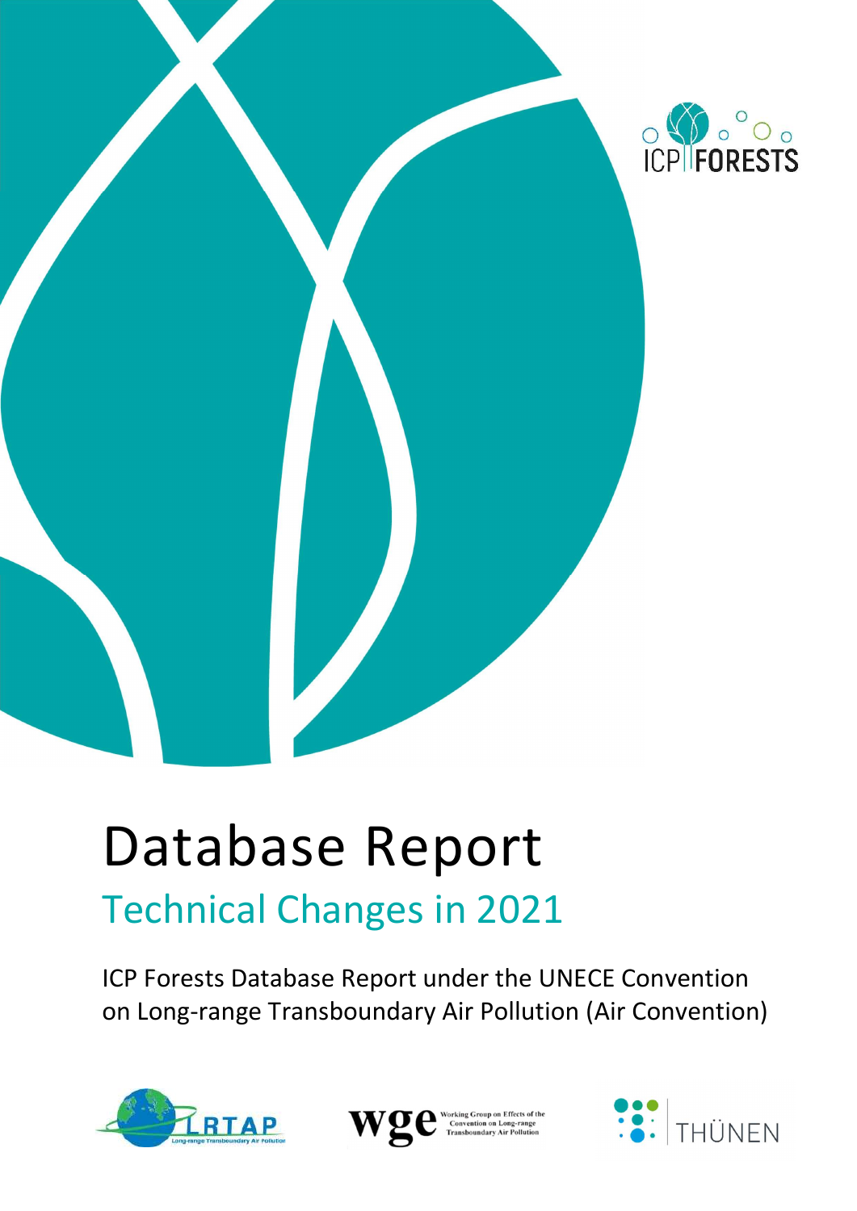# Database Report

## Technical Changes in 2021

ICP Forests Database Report under the UNECE Convention on Long-range Transboundary Air Pollution (Air Convention)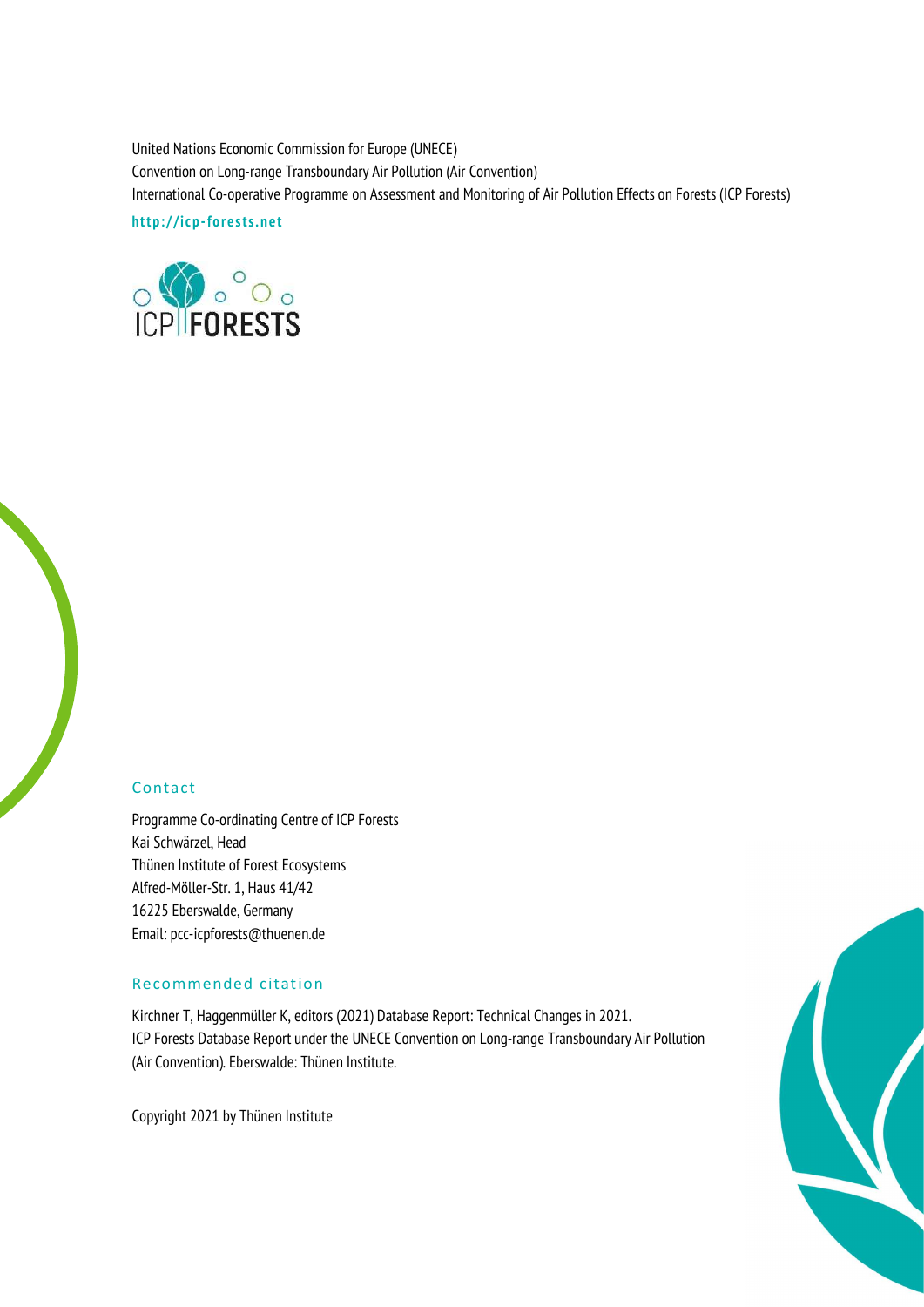United Nations Economic Commission for Europe (UNECE)
Convention on Long-range Transboundary Air Pollution (Air Convention)
International Co-operative Programme on Assessment and Monitoring of Air Pollution Effects on Forests (ICP Forests)

**http://icp-forests.net**

ICP FORESTS

## Contact

Programme Co-ordinating Centre of ICP Forests
Kai Schwärzel, Head
Thünen Institute of Forest Ecosystems
Alfred-Möller-Str. 1, Haus 41/42
16225 Eberswalde, Germany
Email: pcc-icpforests@thuenen.de

## Recommended citation

Kirchner T, Haggenmüller K, editors (2021) Database Report: Technical Changes in 2021.
ICP Forests Database Report under the UNECE Convention on Long-range Transboundary Air Pollution (Air Convention). Eberswalde: Thünen Institute.

Copyright 2021 by Thünen Institute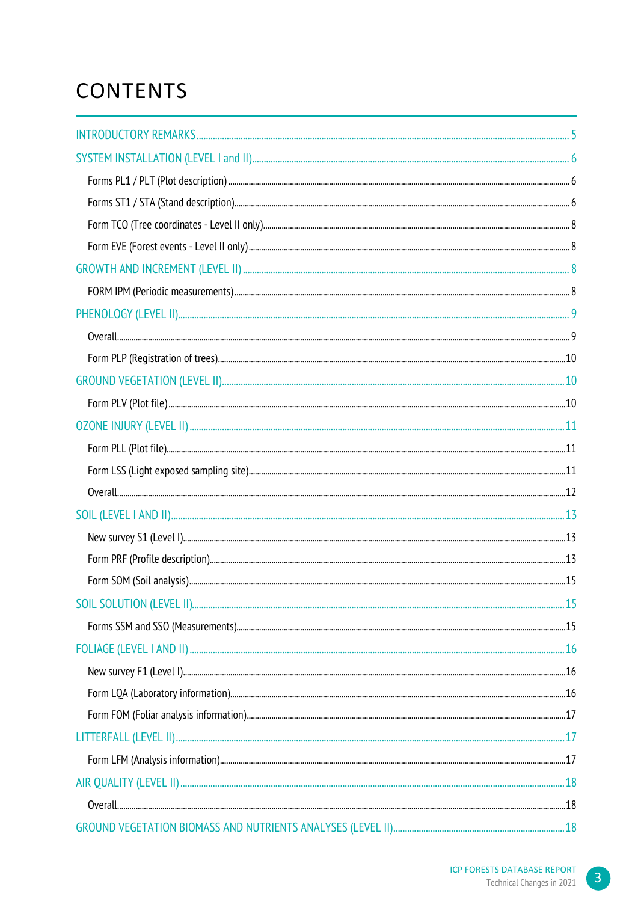# CONTENTS

INTRODUCTORY REMARKS ..... 5

SYSTEM INSTALLATION (LEVEL I and II) ..... 6

- Forms PL1 / PLT (Plot description) ..... 6
- Forms ST1 / STA (Stand description) ..... 6
- Form TCO (Tree coordinates - Level II only) ..... 8
- Form EVE (Forest events - Level II only) ..... 8

GROWTH AND INCREMENT (LEVEL II) ..... 8

- FORM IPM (Periodic measurements) ..... 8

PHENOLOGY (LEVEL II) ..... 9

- Overall ..... 9
- Form PLP (Registration of trees) ..... 10

GROUND VEGETATION (LEVEL II) ..... 10

- Form PLV (Plot file) ..... 10

OZONE INJURY (LEVEL II) ..... 11

- Form PLL (Plot file) ..... 11
- Form LSS (Light exposed sampling site) ..... 11
- Overall ..... 12

SOIL (LEVEL I AND II) ..... 13

- New survey S1 (Level I) ..... 13
- Form PRF (Profile description) ..... 13
- Form SOM (Soil analysis) ..... 15

SOIL SOLUTION (LEVEL II) ..... 15

- Forms SSM and SSO (Measurements) ..... 15

FOLIAGE (LEVEL I AND II) ..... 16

- New survey F1 (Level I) ..... 16
- Form LQA (Laboratory information) ..... 16
- Form FOM (Foliar analysis information) ..... 17

LITTERFALL (LEVEL II) ..... 17

- Form LFM (Analysis information) ..... 17

AIR QUALITY (LEVEL II) ..... 18

- Overall ..... 18

GROUND VEGETATION BIOMASS AND NUTRIENTS ANALYSES (LEVEL II) ..... 18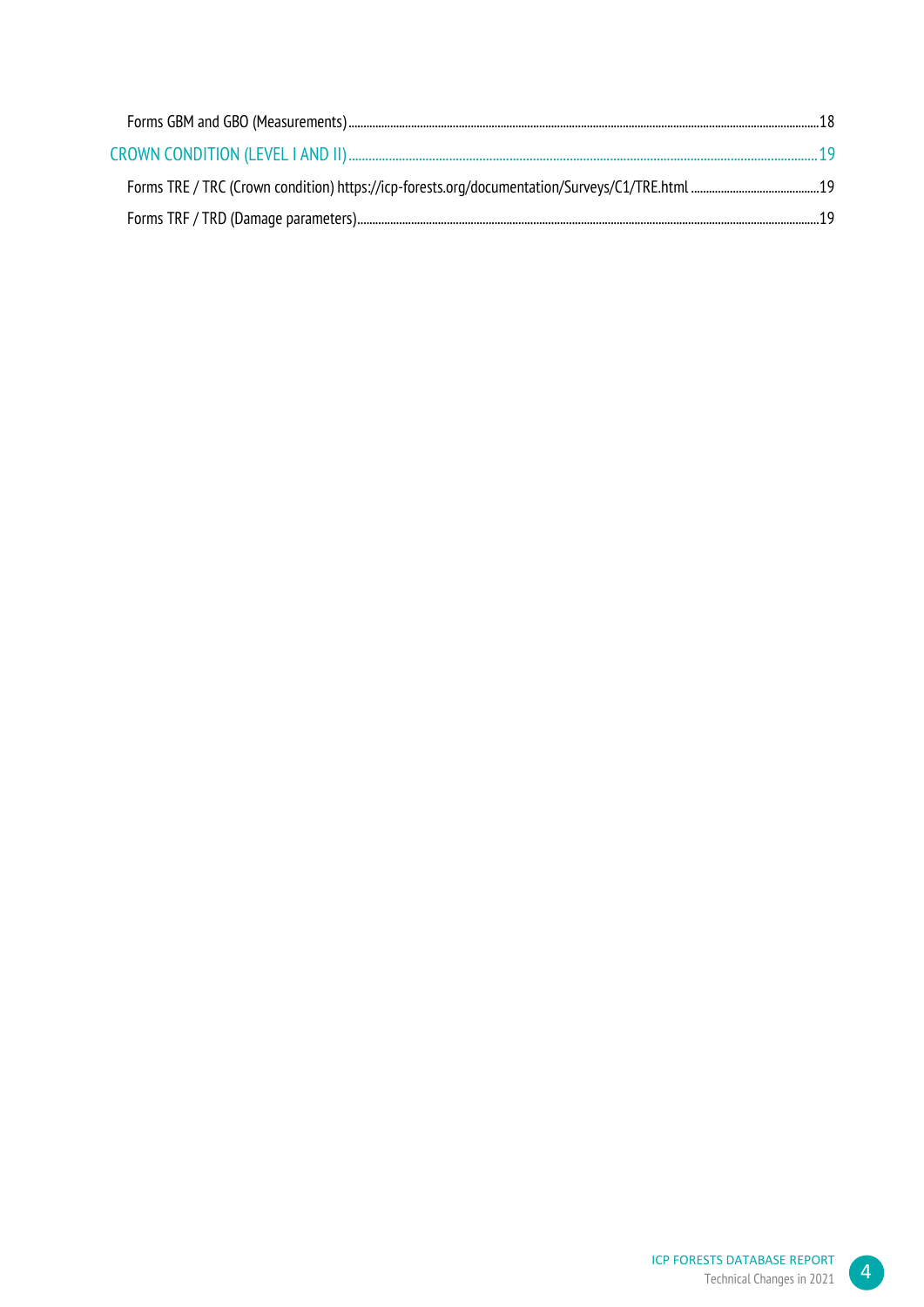Forms GBM and GBO (Measurements) ........ 18

CROWN CONDITION (LEVEL I AND II) ........ 19

Forms TRE / TRC (Crown condition) https://icp-forests.org/documentation/Surveys/C1/TRE.html ........ 19

Forms TRF / TRD (Damage parameters) ........ 19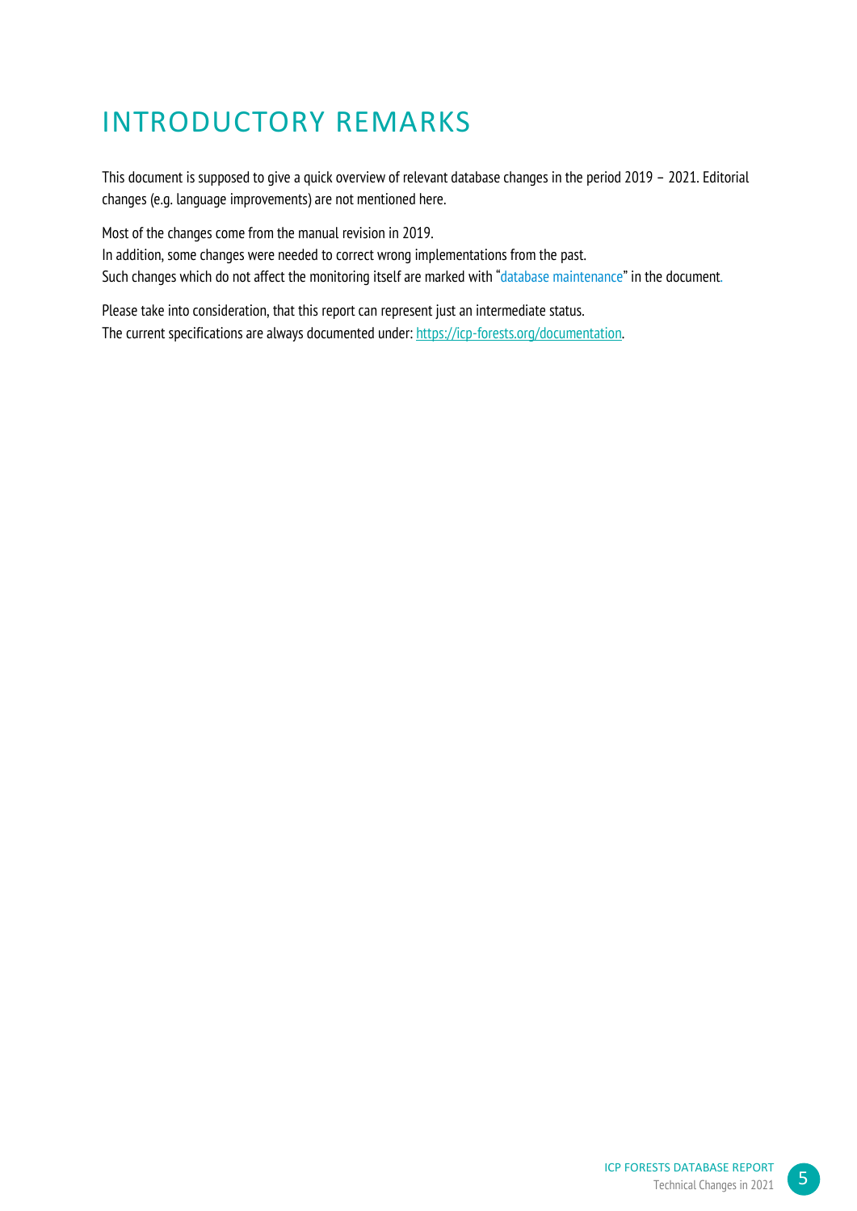# INTRODUCTORY REMARKS

This document is supposed to give a quick overview of relevant database changes in the period 2019 – 2021. Editorial changes (e.g. language improvements) are not mentioned here.

Most of the changes come from the manual revision in 2019.
In addition, some changes were needed to correct wrong implementations from the past.
Such changes which do not affect the monitoring itself are marked with "database maintenance" in the document.

Please take into consideration, that this report can represent just an intermediate status.
The current specifications are always documented under: https://icp-forests.org/documentation.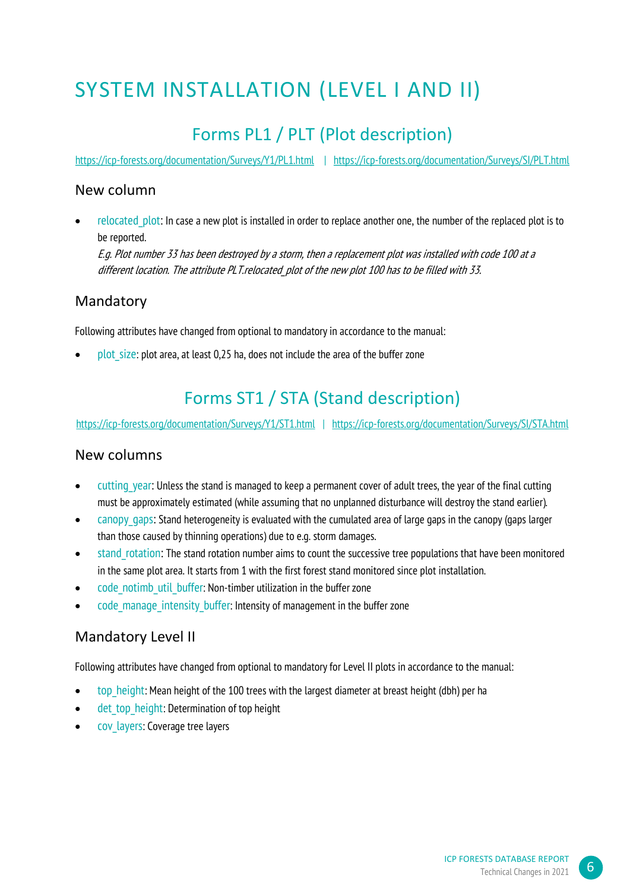# SYSTEM INSTALLATION (LEVEL I AND II)

## Forms PL1 / PLT (Plot description)

https://icp-forests.org/documentation/Surveys/Y1/PL1.html | https://icp-forests.org/documentation/Surveys/SI/PLT.html

### New column

- relocated_plot: In case a new plot is installed in order to replace another one, the number of the replaced plot is to be reported.
  *E.g. Plot number 33 has been destroyed by a storm, then a replacement plot was installed with code 100 at a different location. The attribute PLT.relocated_plot of the new plot 100 has to be filled with 33.*

### Mandatory

Following attributes have changed from optional to mandatory in accordance to the manual:

- plot_size: plot area, at least 0,25 ha, does not include the area of the buffer zone

## Forms ST1 / STA (Stand description)

https://icp-forests.org/documentation/Surveys/Y1/ST1.html | https://icp-forests.org/documentation/Surveys/SI/STA.html

### New columns

- cutting_year: Unless the stand is managed to keep a permanent cover of adult trees, the year of the final cutting must be approximately estimated (while assuming that no unplanned disturbance will destroy the stand earlier).
- canopy_gaps: Stand heterogeneity is evaluated with the cumulated area of large gaps in the canopy (gaps larger than those caused by thinning operations) due to e.g. storm damages.
- stand_rotation: The stand rotation number aims to count the successive tree populations that have been monitored in the same plot area. It starts from 1 with the first forest stand monitored since plot installation.
- code_notimb_util_buffer: Non-timber utilization in the buffer zone
- code_manage_intensity_buffer: Intensity of management in the buffer zone

### Mandatory Level II

Following attributes have changed from optional to mandatory for Level II plots in accordance to the manual:

- top_height: Mean height of the 100 trees with the largest diameter at breast height (dbh) per ha
- det_top_height: Determination of top height
- cov_layers: Coverage tree layers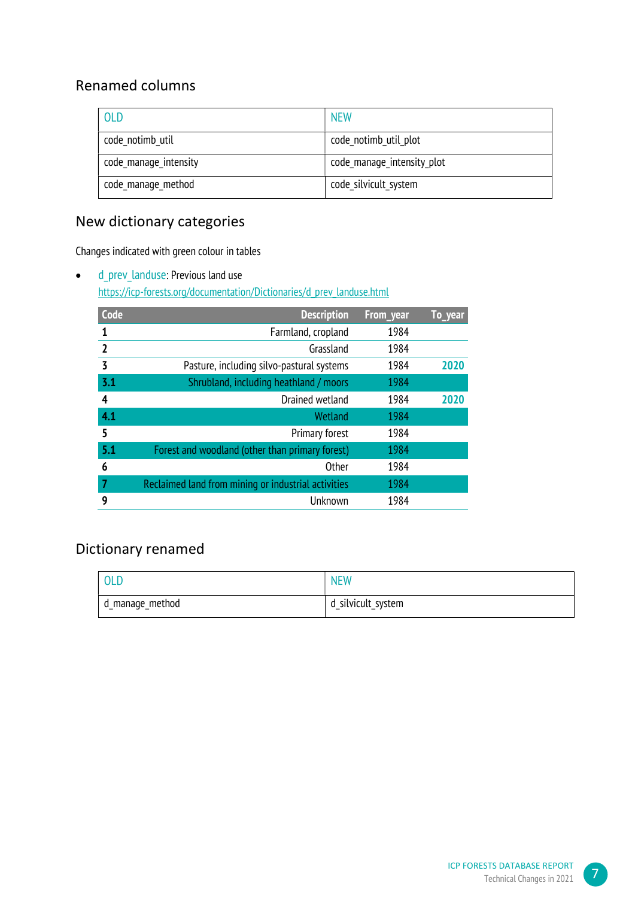## Renamed columns

| OLD | NEW |
|---|---|
| code_notimb_util | code_notimb_util_plot |
| code_manage_intensity | code_manage_intensity_plot |
| code_manage_method | code_silvicult_system |

## New dictionary categories

Changes indicated with green colour in tables

- d_prev_landuse: Previous land use
  https://icp-forests.org/documentation/Dictionaries/d_prev_landuse.html

| Code | Description | From_year | To_year |
|---|---|---|---|
| 1 | Farmland, cropland | 1984 | |
| 2 | Grassland | 1984 | |
| 3 | Pasture, including silvo-pastural systems | 1984 | 2020 |
| 3.1 | Shrubland, including heathland / moors | 1984 | |
| 4 | Drained wetland | 1984 | 2020 |
| 4.1 | Wetland | 1984 | |
| 5 | Primary forest | 1984 | |
| 5.1 | Forest and woodland (other than primary forest) | 1984 | |
| 6 | Other | 1984 | |
| 7 | Reclaimed land from mining or industrial activities | 1984 | |
| 9 | Unknown | 1984 | |

## Dictionary renamed

| OLD | NEW |
|---|---|
| d_manage_method | d_silvicult_system |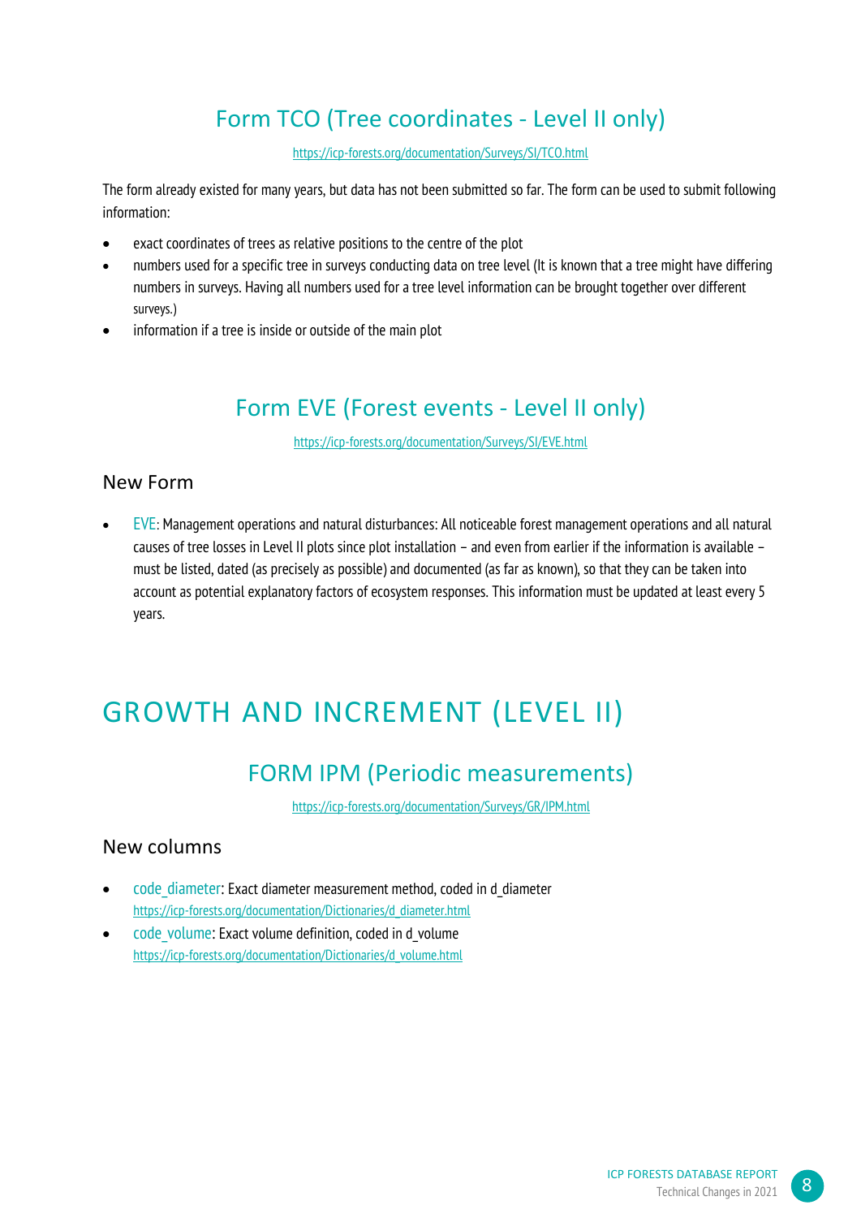## Form TCO (Tree coordinates - Level II only)

https://icp-forests.org/documentation/Surveys/SI/TCO.html

The form already existed for many years, but data has not been submitted so far. The form can be used to submit following information:

- exact coordinates of trees as relative positions to the centre of the plot
- numbers used for a specific tree in surveys conducting data on tree level (It is known that a tree might have differing numbers in surveys. Having all numbers used for a tree level information can be brought together over different surveys.)
- information if a tree is inside or outside of the main plot

## Form EVE (Forest events - Level II only)

https://icp-forests.org/documentation/Surveys/SI/EVE.html

### New Form

- EVE: Management operations and natural disturbances: All noticeable forest management operations and all natural causes of tree losses in Level II plots since plot installation – and even from earlier if the information is available – must be listed, dated (as precisely as possible) and documented (as far as known), so that they can be taken into account as potential explanatory factors of ecosystem responses. This information must be updated at least every 5 years.

# GROWTH AND INCREMENT (LEVEL II)

## FORM IPM (Periodic measurements)

https://icp-forests.org/documentation/Surveys/GR/IPM.html

### New columns

- code_diameter: Exact diameter measurement method, coded in d_diameter
  https://icp-forests.org/documentation/Dictionaries/d_diameter.html
- code_volume: Exact volume definition, coded in d_volume
  https://icp-forests.org/documentation/Dictionaries/d_volume.html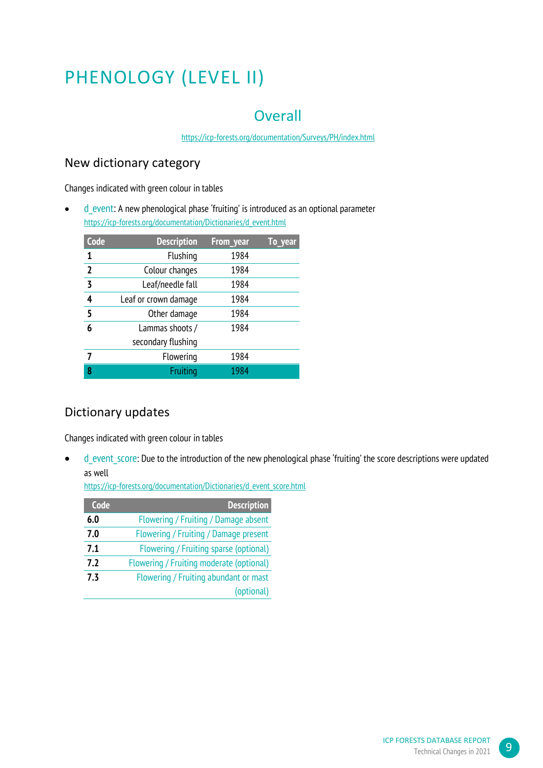# PHENOLOGY (LEVEL II)

## Overall

https://icp-forests.org/documentation/Surveys/PH/index.html

### New dictionary category

Changes indicated with green colour in tables

- d_event: A new phenological phase 'fruiting' is introduced as an optional parameter
  https://icp-forests.org/documentation/Dictionaries/d_event.html

| Code | Description | From_year | To_year |
|---|---|---|---|
| 1 | Flushing | 1984 | |
| 2 | Colour changes | 1984 | |
| 3 | Leaf/needle fall | 1984 | |
| 4 | Leaf or crown damage | 1984 | |
| 5 | Other damage | 1984 | |
| 6 | Lammas shoots / secondary flushing | 1984 | |
| 7 | Flowering | 1984 | |
| 8 | Fruiting | 1984 | |

### Dictionary updates

Changes indicated with green colour in tables

- d_event_score: Due to the introduction of the new phenological phase 'fruiting' the score descriptions were updated as well
  https://icp-forests.org/documentation/Dictionaries/d_event_score.html

| Code | Description |
|---|---|
| 6.0 | Flowering / Fruiting / Damage absent |
| 7.0 | Flowering / Fruiting / Damage present |
| 7.1 | Flowering / Fruiting sparse (optional) |
| 7.2 | Flowering / Fruiting moderate (optional) |
| 7.3 | Flowering / Fruiting abundant or mast (optional) |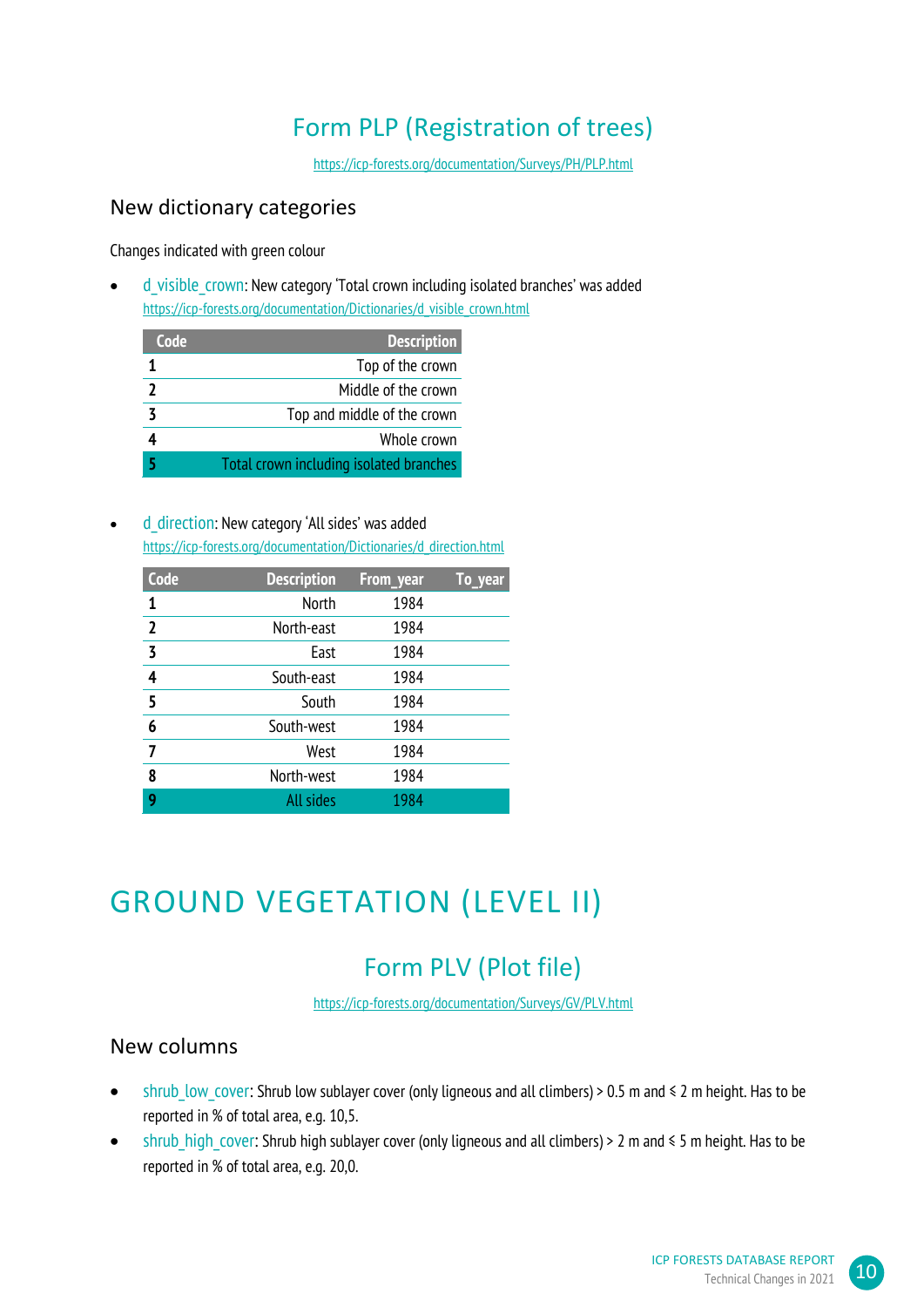## Form PLP (Registration of trees)

https://icp-forests.org/documentation/Surveys/PH/PLP.html

### New dictionary categories

Changes indicated with green colour

- d_visible_crown: New category 'Total crown including isolated branches' was added
  https://icp-forests.org/documentation/Dictionaries/d_visible_crown.html

| Code | Description |
|---|---|
| 1 | Top of the crown |
| 2 | Middle of the crown |
| 3 | Top and middle of the crown |
| 4 | Whole crown |
| 5 | Total crown including isolated branches |

- d_direction: New category 'All sides' was added
  https://icp-forests.org/documentation/Dictionaries/d_direction.html

| Code | Description | From_year | To_year |
|---|---|---|---|
| 1 | North | 1984 | |
| 2 | North-east | 1984 | |
| 3 | East | 1984 | |
| 4 | South-east | 1984 | |
| 5 | South | 1984 | |
| 6 | South-west | 1984 | |
| 7 | West | 1984 | |
| 8 | North-west | 1984 | |
| 9 | All sides | 1984 | |

# GROUND VEGETATION (LEVEL II)

## Form PLV (Plot file)

https://icp-forests.org/documentation/Surveys/GV/PLV.html

### New columns

- shrub_low_cover: Shrub low sublayer cover (only ligneous and all climbers) > 0.5 m and ≤ 2 m height. Has to be reported in % of total area, e.g. 10,5.
- shrub_high_cover: Shrub high sublayer cover (only ligneous and all climbers) > 2 m and ≤ 5 m height. Has to be reported in % of total area, e.g. 20,0.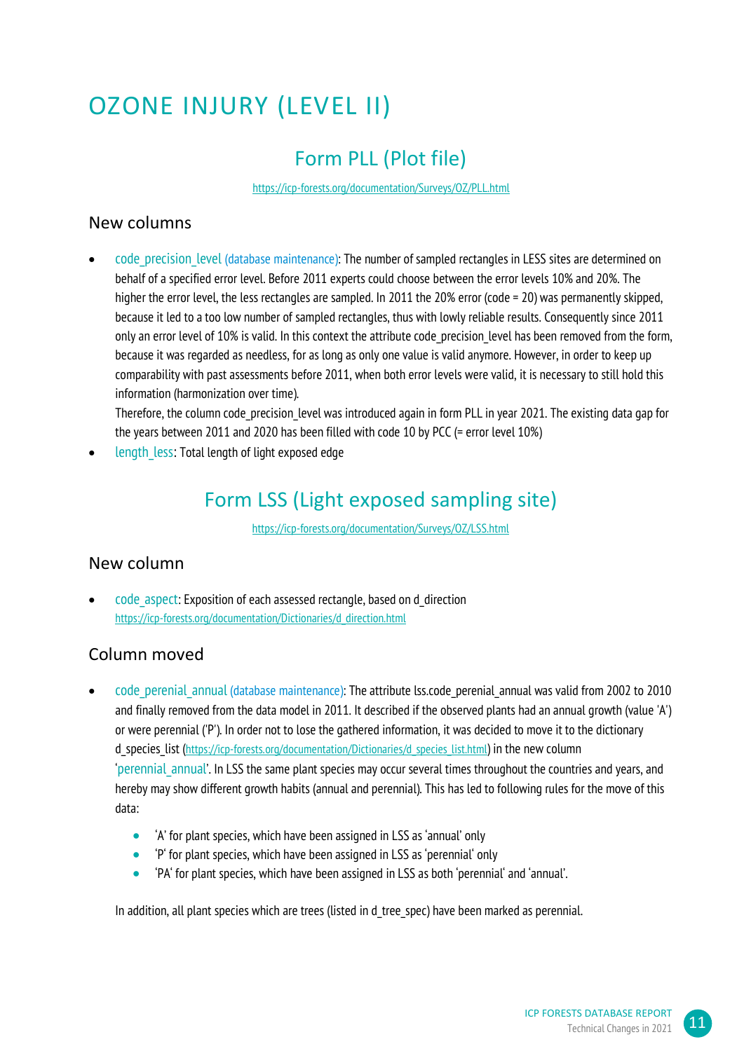# OZONE INJURY (LEVEL II)

## Form PLL (Plot file)

https://icp-forests.org/documentation/Surveys/OZ/PLL.html

### New columns

- code_precision_level (database maintenance): The number of sampled rectangles in LESS sites are determined on behalf of a specified error level. Before 2011 experts could choose between the error levels 10% and 20%. The higher the error level, the less rectangles are sampled. In 2011 the 20% error (code = 20) was permanently skipped, because it led to a too low number of sampled rectangles, thus with lowly reliable results. Consequently since 2011 only an error level of 10% is valid. In this context the attribute code_precision_level has been removed from the form, because it was regarded as needless, for as long as only one value is valid anymore. However, in order to keep up comparability with past assessments before 2011, when both error levels were valid, it is necessary to still hold this information (harmonization over time).
  Therefore, the column code_precision_level was introduced again in form PLL in year 2021. The existing data gap for the years between 2011 and 2020 has been filled with code 10 by PCC (= error level 10%)
- length_less: Total length of light exposed edge

## Form LSS (Light exposed sampling site)

https://icp-forests.org/documentation/Surveys/OZ/LSS.html

### New column

- code_aspect: Exposition of each assessed rectangle, based on d_direction
  https://icp-forests.org/documentation/Dictionaries/d_direction.html

### Column moved

- code_perenial_annual (database maintenance): The attribute lss.code_perenial_annual was valid from 2002 to 2010 and finally removed from the data model in 2011. It described if the observed plants had an annual growth (value 'A') or were perennial ('P'). In order not to lose the gathered information, it was decided to move it to the dictionary d_species_list (https://icp-forests.org/documentation/Dictionaries/d_species_list.html) in the new column 'perennial_annual'. In LSS the same plant species may occur several times throughout the countries and years, and hereby may show different growth habits (annual and perennial). This has led to following rules for the move of this data:

  - 'A' for plant species, which have been assigned in LSS as 'annual' only
  - 'P' for plant species, which have been assigned in LSS as 'perennial' only
  - 'PA' for plant species, which have been assigned in LSS as both 'perennial' and 'annual'.

  In addition, all plant species which are trees (listed in d_tree_spec) have been marked as perennial.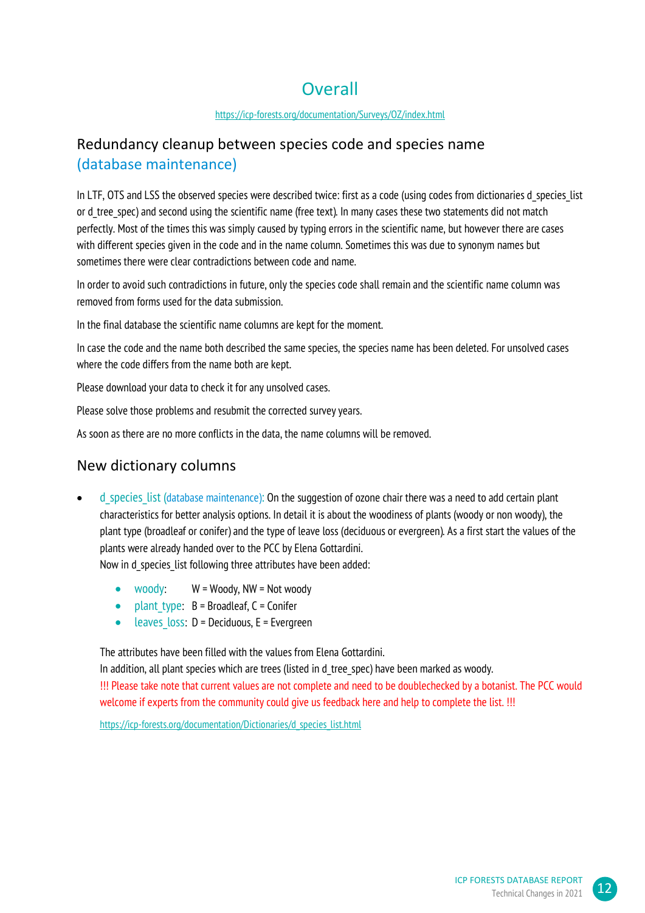# Overall

https://icp-forests.org/documentation/Surveys/OZ/index.html

## Redundancy cleanup between species code and species name (database maintenance)

In LTF, OTS and LSS the observed species were described twice: first as a code (using codes from dictionaries d_species_list or d_tree_spec) and second using the scientific name (free text). In many cases these two statements did not match perfectly. Most of the times this was simply caused by typing errors in the scientific name, but however there are cases with different species given in the code and in the name column. Sometimes this was due to synonym names but sometimes there were clear contradictions between code and name.

In order to avoid such contradictions in future, only the species code shall remain and the scientific name column was removed from forms used for the data submission.

In the final database the scientific name columns are kept for the moment.

In case the code and the name both described the same species, the species name has been deleted. For unsolved cases where the code differs from the name both are kept.

Please download your data to check it for any unsolved cases.

Please solve those problems and resubmit the corrected survey years.

As soon as there are no more conflicts in the data, the name columns will be removed.

## New dictionary columns

- d_species_list (database maintenance): On the suggestion of ozone chair there was a need to add certain plant characteristics for better analysis options. In detail it is about the woodiness of plants (woody or non woody), the plant type (broadleaf or conifer) and the type of leave loss (deciduous or evergreen). As a first start the values of the plants were already handed over to the PCC by Elena Gottardini.
  Now in d_species_list following three attributes have been added:
  - woody: W = Woody, NW = Not woody
  - plant_type: B = Broadleaf, C = Conifer
  - leaves_loss: D = Deciduous, E = Evergreen

  The attributes have been filled with the values from Elena Gottardini.
  In addition, all plant species which are trees (listed in d_tree_spec) have been marked as woody.
  !!! Please take note that current values are not complete and need to be doublechecked by a botanist. The PCC would welcome if experts from the community could give us feedback here and help to complete the list. !!!

  https://icp-forests.org/documentation/Dictionaries/d_species_list.html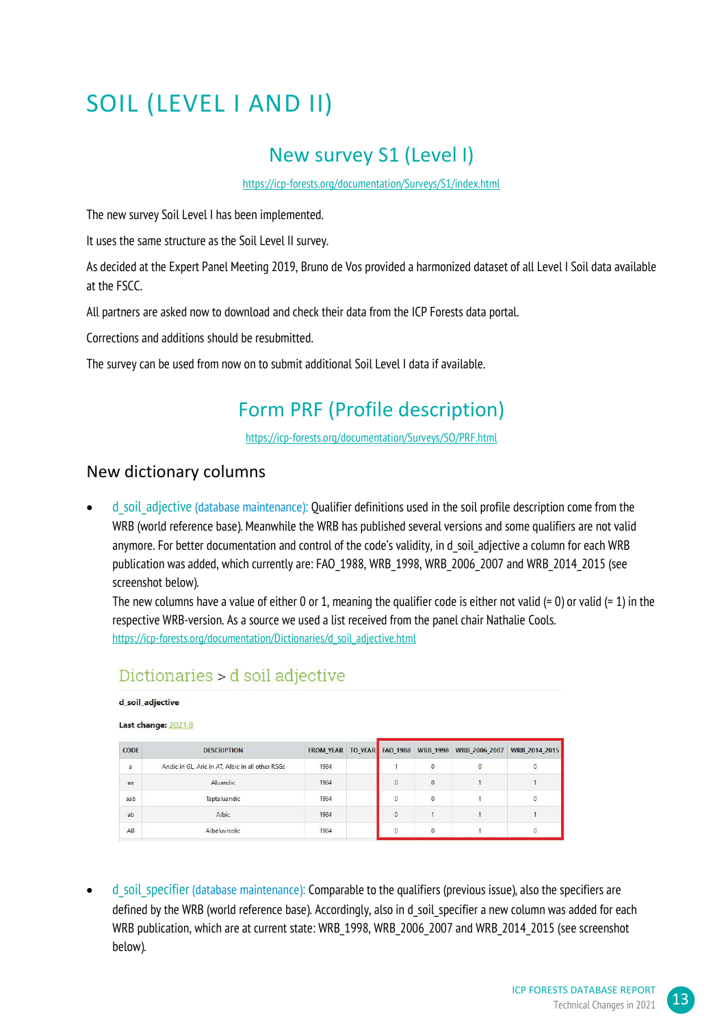# SOIL (LEVEL I AND II)

## New survey S1 (Level I)

https://icp-forests.org/documentation/Surveys/S1/index.html

The new survey Soil Level I has been implemented.

It uses the same structure as the Soil Level II survey.

As decided at the Expert Panel Meeting 2019, Bruno de Vos provided a harmonized dataset of all Level I Soil data available at the FSCC.

All partners are asked now to download and check their data from the ICP Forests data portal.

Corrections and additions should be resubmitted.

The survey can be used from now on to submit additional Soil Level I data if available.

## Form PRF (Profile description)

https://icp-forests.org/documentation/Surveys/SO/PRF.html

### New dictionary columns

- d_soil_adjective (database maintenance): Qualifier definitions used in the soil profile description come from the WRB (world reference base). Meanwhile the WRB has published several versions and some qualifiers are not valid anymore. For better documentation and control of the code's validity, in d_soil_adjective a column for each WRB publication was added, which currently are: FAO_1988, WRB_1998, WRB_2006_2007 and WRB_2014_2015 (see screenshot below).
  The new columns have a value of either 0 or 1, meaning the qualifier code is either not valid (= 0) or valid (= 1) in the respective WRB-version. As a source we used a list received from the panel chair Nathalie Cools.
  https://icp-forests.org/documentation/Dictionaries/d_soil_adjective.html

Dictionaries > d soil adjective

**d_soil_adjective**

**Last change:** 2021.8

| CODE | DESCRIPTION | FROM_YEAR | TO_YEAR | FAO_1988 | WRB_1998 | WRB_2006_2007 | WRB_2014_2015 |
|---|---|---|---|---|---|---|---|
| a | Andic in GL, Aric in AT, Albic in all other RSGs | 1984 | | 1 | 0 | 0 | 0 |
| aa | Aluandic | 1984 | | 0 | 0 | 1 | 1 |
| aab | Taptaluandic | 1984 | | 0 | 0 | 1 | 0 |
| ab | Albic | 1984 | | 0 | 1 | 1 | 1 |
| AB | Albeluvisolic | 1984 | | 0 | 0 | 1 | 0 |

- d_soil_specifier (database maintenance): Comparable to the qualifiers (previous issue), also the specifiers are defined by the WRB (world reference base). Accordingly, also in d_soil_specifier a new column was added for each WRB publication, which are at current state: WRB_1998, WRB_2006_2007 and WRB_2014_2015 (see screenshot below).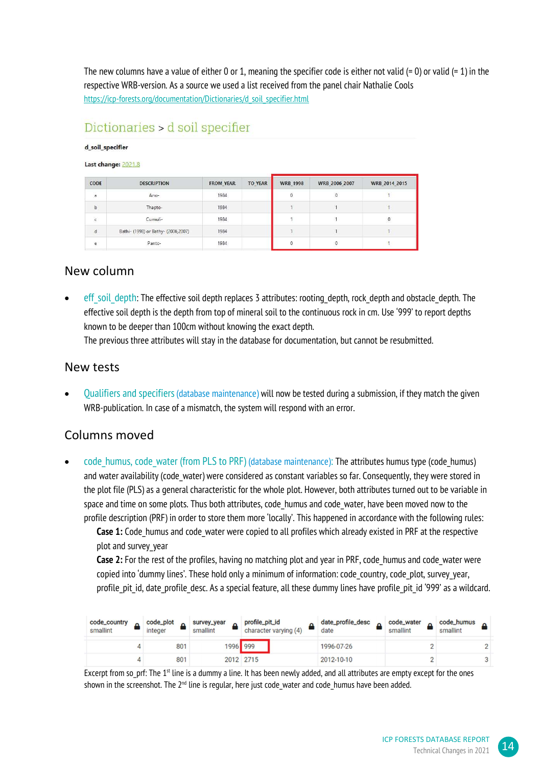The new columns have a value of either 0 or 1, meaning the specifier code is either not valid (= 0) or valid (= 1) in the respective WRB-version. As a source we used a list received from the panel chair Nathalie Cools
https://icp-forests.org/documentation/Dictionaries/d_soil_specifier.html

Dictionaries > d soil specifier

**d_soil_specifier**

**Last change:** 2021.8

| CODE | DESCRIPTION | FROM_YEAR | TO_YEAR | WRB_1998 | WRB_2006_2007 | WRB_2014_2015 |
|---|---|---|---|---|---|---|
| a | Ano- | 1984 | | 0 | 0 | 1 |
| b | Thapto- | 1984 | | 1 | 1 | 1 |
| c | Cumuli- | 1984 | | 1 | 1 | 0 |
| d | Bathi- (1998) or Bathy- (2006,2007) | 1984 | | 1 | 1 | 1 |
| e | Panto- | 1984 | | 0 | 0 | 1 |

## New column

- eff_soil_depth: The effective soil depth replaces 3 attributes: rooting_depth, rock_depth and obstacle_depth. The effective soil depth is the depth from top of mineral soil to the continuous rock in cm. Use '999' to report depths known to be deeper than 100cm without knowing the exact depth.
  The previous three attributes will stay in the database for documentation, but cannot be resubmitted.

## New tests

- Qualifiers and specifiers (database maintenance) will now be tested during a submission, if they match the given WRB-publication. In case of a mismatch, the system will respond with an error.

## Columns moved

- code_humus, code_water (from PLS to PRF) (database maintenance): The attributes humus type (code_humus) and water availability (code_water) were considered as constant variables so far. Consequently, they were stored in the plot file (PLS) as a general characteristic for the whole plot. However, both attributes turned out to be variable in space and time on some plots. Thus both attributes, code_humus and code_water, have been moved now to the profile description (PRF) in order to store them more 'locally'. This happened in accordance with the following rules:
  **Case 1:** Code_humus and code_water were copied to all profiles which already existed in PRF at the respective plot and survey_year
  **Case 2:** For the rest of the profiles, having no matching plot and year in PRF, code_humus and code_water were copied into 'dummy lines'. These hold only a minimum of information: code_country, code_plot, survey_year, profile_pit_id, date_profile_desc. As a special feature, all these dummy lines have profile_pit_id '999' as a wildcard.

| code_country smallint | code_plot integer | survey_year smallint | profile_pit_id character varying (4) | date_profile_desc date | code_water smallint | code_humus smallint |
|---|---|---|---|---|---|---|
| 4 | 801 | 1996 | 999 | 1996-07-26 | 2 | 2 |
| 4 | 801 | 2012 | 2715 | 2012-10-10 | 2 | 3 |

Excerpt from so_prf: The 1st line is a dummy a line. It has been newly added, and all attributes are empty except for the ones shown in the screenshot. The 2nd line is regular, here just code_water and code_humus have been added.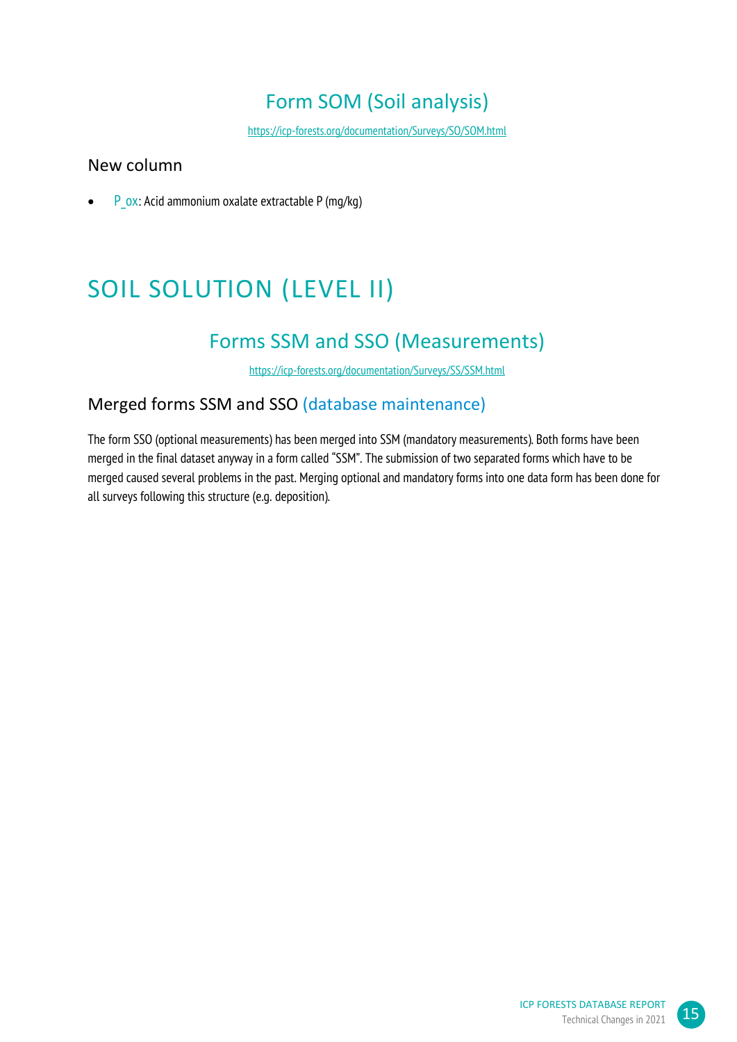## Form SOM (Soil analysis)

https://icp-forests.org/documentation/Surveys/SO/SOM.html

### New column

- P_ox: Acid ammonium oxalate extractable P (mg/kg)

# SOIL SOLUTION (LEVEL II)

## Forms SSM and SSO (Measurements)

https://icp-forests.org/documentation/Surveys/SS/SSM.html

### Merged forms SSM and SSO (database maintenance)

The form SSO (optional measurements) has been merged into SSM (mandatory measurements). Both forms have been merged in the final dataset anyway in a form called “SSM”. The submission of two separated forms which have to be merged caused several problems in the past. Merging optional and mandatory forms into one data form has been done for all surveys following this structure (e.g. deposition).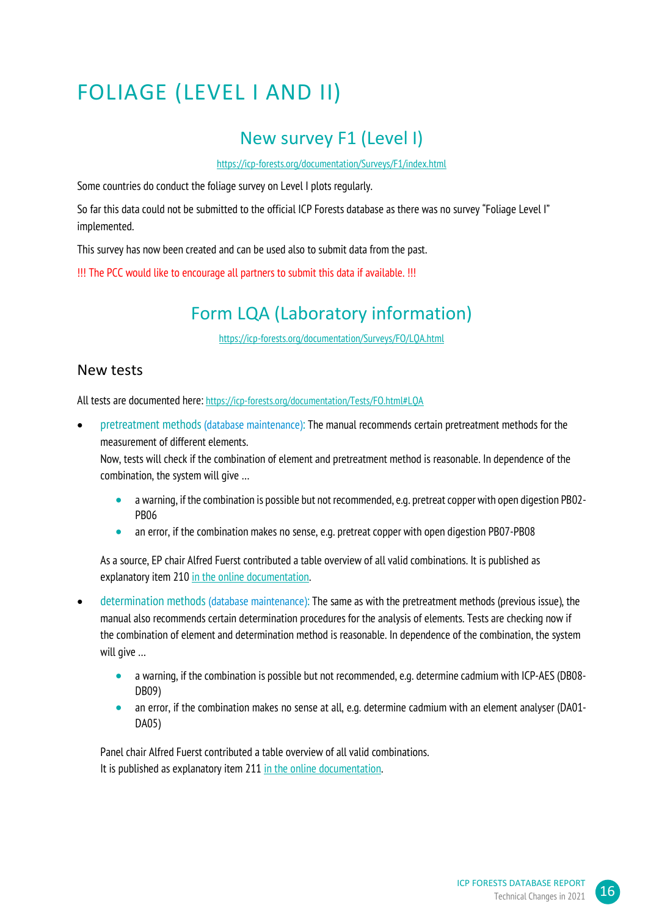# FOLIAGE (LEVEL I AND II)

## New survey F1 (Level I)

https://icp-forests.org/documentation/Surveys/F1/index.html

Some countries do conduct the foliage survey on Level I plots regularly.

So far this data could not be submitted to the official ICP Forests database as there was no survey "Foliage Level I" implemented.

This survey has now been created and can be used also to submit data from the past.

!!! The PCC would like to encourage all partners to submit this data if available. !!!

## Form LQA (Laboratory information)

https://icp-forests.org/documentation/Surveys/FO/LQA.html

### New tests

All tests are documented here: https://icp-forests.org/documentation/Tests/FO.html#LQA

- pretreatment methods (database maintenance): The manual recommends certain pretreatment methods for the measurement of different elements.
  Now, tests will check if the combination of element and pretreatment method is reasonable. In dependence of the combination, the system will give …

  - a warning, if the combination is possible but not recommended, e.g. pretreat copper with open digestion PB02-PB06
  - an error, if the combination makes no sense, e.g. pretreat copper with open digestion PB07-PB08

  As a source, EP chair Alfred Fuerst contributed a table overview of all valid combinations. It is published as explanatory item 210 in the online documentation.

- determination methods (database maintenance): The same as with the pretreatment methods (previous issue), the manual also recommends certain determination procedures for the analysis of elements. Tests are checking now if the combination of element and determination method is reasonable. In dependence of the combination, the system will give …

  - a warning, if the combination is possible but not recommended, e.g. determine cadmium with ICP-AES (DB08-DB09)
  - an error, if the combination makes no sense at all, e.g. determine cadmium with an element analyser (DA01-DA05)

  Panel chair Alfred Fuerst contributed a table overview of all valid combinations.
  It is published as explanatory item 211 in the online documentation.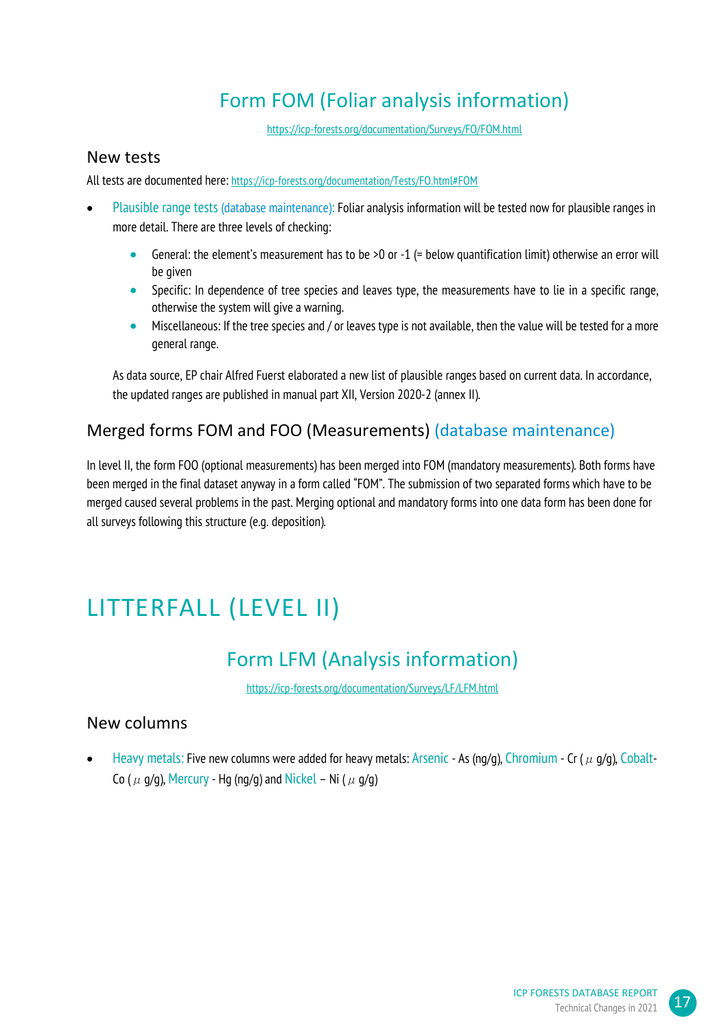## Form FOM (Foliar analysis information)

https://icp-forests.org/documentation/Surveys/FO/FOM.html

### New tests

All tests are documented here: https://icp-forests.org/documentation/Tests/FO.html#FOM

- Plausible range tests (database maintenance): Foliar analysis information will be tested now for plausible ranges in more detail. There are three levels of checking:
  - General: the element's measurement has to be >0 or -1 (= below quantification limit) otherwise an error will be given
  - Specific: In dependence of tree species and leaves type, the measurements have to lie in a specific range, otherwise the system will give a warning.
  - Miscellaneous: If the tree species and / or leaves type is not available, then the value will be tested for a more general range.

  As data source, EP chair Alfred Fuerst elaborated a new list of plausible ranges based on current data. In accordance, the updated ranges are published in manual part XII, Version 2020-2 (annex II).

### Merged forms FOM and FOO (Measurements) (database maintenance)

In level II, the form FOO (optional measurements) has been merged into FOM (mandatory measurements). Both forms have been merged in the final dataset anyway in a form called "FOM". The submission of two separated forms which have to be merged caused several problems in the past. Merging optional and mandatory forms into one data form has been done for all surveys following this structure (e.g. deposition).

# LITTERFALL (LEVEL II)

## Form LFM (Analysis information)

https://icp-forests.org/documentation/Surveys/LF/LFM.html

### New columns

- Heavy metals: Five new columns were added for heavy metals: Arsenic - As (ng/g), Chromium - Cr ($\mu$ g/g), Cobalt-Co ($\mu$ g/g), Mercury - Hg (ng/g) and Nickel – Ni ($\mu$ g/g)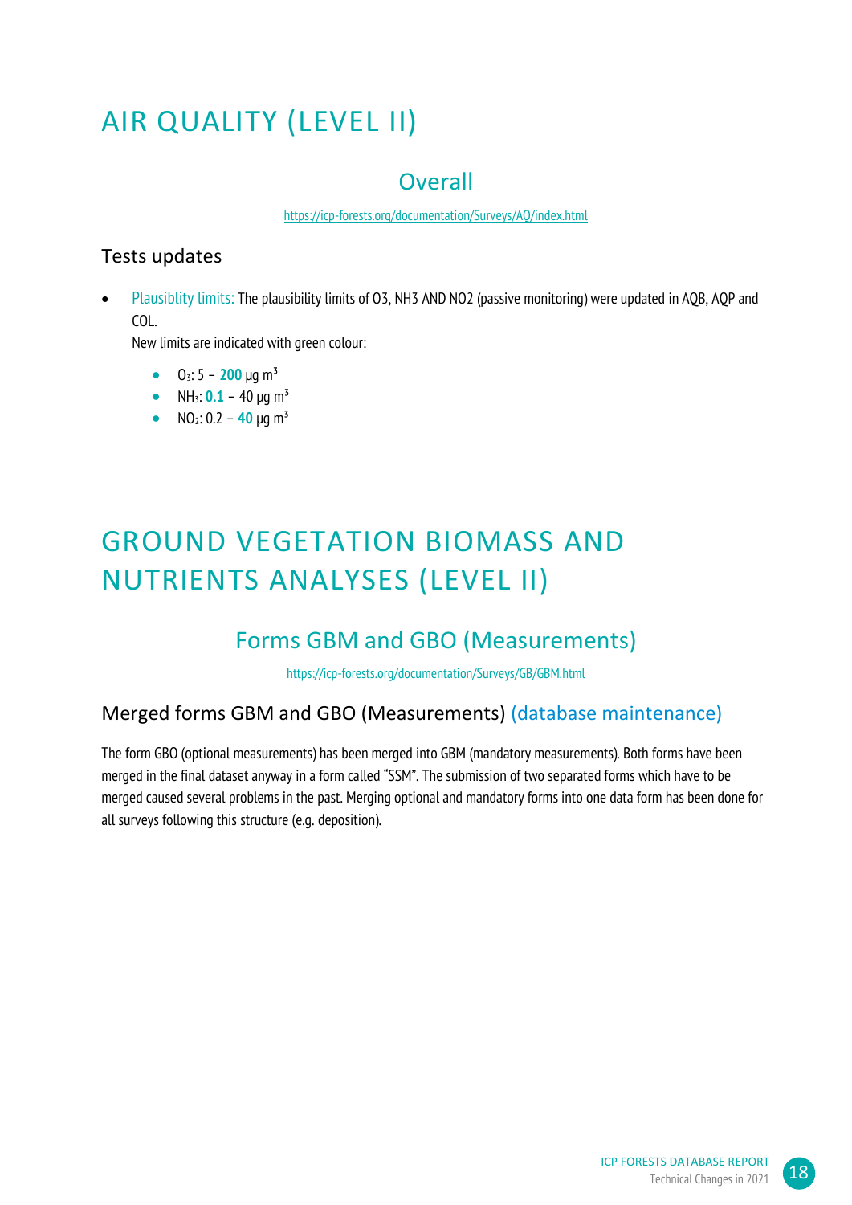# AIR QUALITY (LEVEL II)

## Overall

https://icp-forests.org/documentation/Surveys/AQ/index.html

### Tests updates

- Plausiblity limits: The plausibility limits of O3, NH3 AND NO2 (passive monitoring) were updated in AQB, AQP and COL.
  New limits are indicated with green colour:
    - $O_3$: 5 – **200** µg m$^3$
    - $NH_3$: **0.1** – 40 µg m$^3$
    - $NO_2$: 0.2 – **40** µg m$^3$

# GROUND VEGETATION BIOMASS AND NUTRIENTS ANALYSES (LEVEL II)

## Forms GBM and GBO (Measurements)

https://icp-forests.org/documentation/Surveys/GB/GBM.html

### Merged forms GBM and GBO (Measurements) (database maintenance)

The form GBO (optional measurements) has been merged into GBM (mandatory measurements). Both forms have been merged in the final dataset anyway in a form called "SSM". The submission of two separated forms which have to be merged caused several problems in the past. Merging optional and mandatory forms into one data form has been done for all surveys following this structure (e.g. deposition).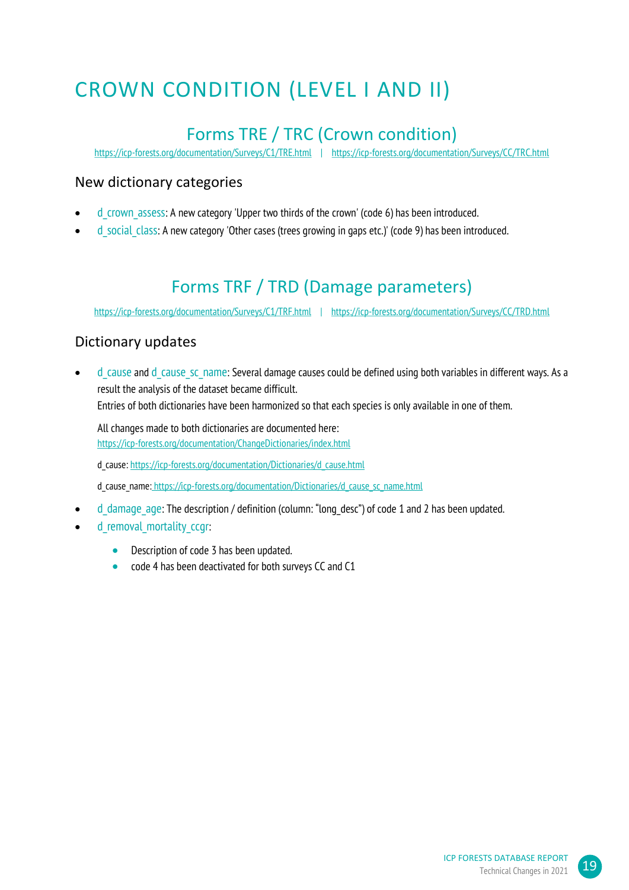# CROWN CONDITION (LEVEL I AND II)

## Forms TRE / TRC (Crown condition)

https://icp-forests.org/documentation/Surveys/C1/TRE.html | https://icp-forests.org/documentation/Surveys/CC/TRC.html

### New dictionary categories

- d_crown_assess: A new category 'Upper two thirds of the crown' (code 6) has been introduced.
- d_social_class: A new category 'Other cases (trees growing in gaps etc.)' (code 9) has been introduced.

## Forms TRF / TRD (Damage parameters)

https://icp-forests.org/documentation/Surveys/C1/TRF.html | https://icp-forests.org/documentation/Surveys/CC/TRD.html

### Dictionary updates

- d_cause and d_cause_sc_name: Several damage causes could be defined using both variables in different ways. As a result the analysis of the dataset became difficult.
  Entries of both dictionaries have been harmonized so that each species is only available in one of them.

  All changes made to both dictionaries are documented here:
  https://icp-forests.org/documentation/ChangeDictionaries/index.html

  d_cause: https://icp-forests.org/documentation/Dictionaries/d_cause.html

  d_cause_name: https://icp-forests.org/documentation/Dictionaries/d_cause_sc_name.html

- d_damage_age: The description / definition (column: "long_desc") of code 1 and 2 has been updated.
- d_removal_mortality_ccgr:
  - Description of code 3 has been updated.
  - code 4 has been deactivated for both surveys CC and C1